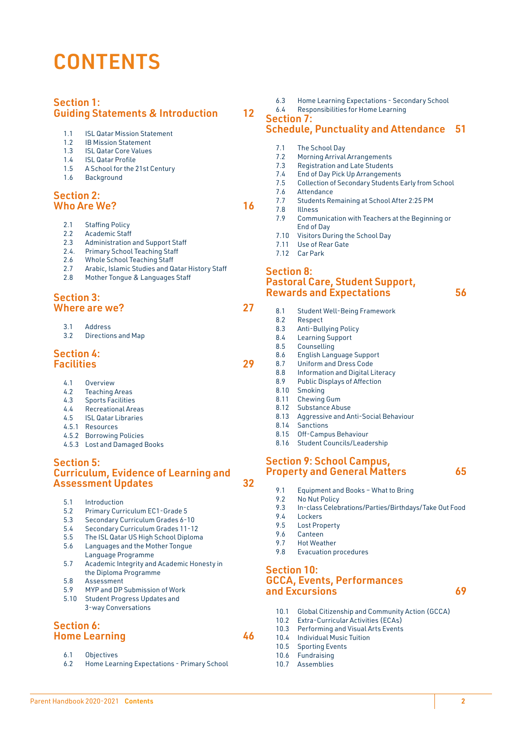# CONTENTS

## Section 1: Guiding Statements & Introduction 12

- 1.1 ISL Qatar Mission Statement
- 1.2 IB Mission Statement
- 1.3 ISL Qatar Core Values
- 1.4 ISL Qatar Profile
- 1.5 A School for the 21st Century
- 1.6 Background

## Section 2: Who Are We? 16

- 2.1 Staffing Policy
- 2.2 Academic Staff
- 2.3 Administration and Support Staff
- 2.4. Primary School Teaching Staff
- 2.6 Whole School Teaching Staff
- 2.7 Arabic, Islamic Studies and Qatar History Staff
- 2.8 Mother Tongue & Languages Staff

## Section 3: Where are we? 27

- 3.1 Address
- 3.2 Directions and Map

## Section 4: Facilities 29

- 4.1 Overview
- 4.2 Teaching Areas
- 4.3 Sports Facilities
- 4.4 Recreational Areas
- 4.5 ISL Qatar Libraries
- 4.5.1 Resources
- 4.5.2 Borrowing Policies
- 4.5.3 Lost and Damaged Books

## Section 5: Curriculum, Evidence of Learning and Assessment Updates 32

- 5.1 Introduction
- 5.2 Primary Curriculum EC1-Grade 5
- 5.3 Secondary Curriculum Grades 6-10
- 5.4 Secondary Curriculum Grades 11-12
- 5.5 The ISL Qatar US High School Diploma
- 5.6 Languages and the Mother Tongue Language Programme
- 5.7 Academic Integrity and Academic Honesty in the Diploma Programme
- 5.8 Assessment
- 5.9 MYP and DP Submission of Work
- 5.10 Student Progress Updates and 3-way Conversations

## Section 6: Home Learning 46

- 6.1 Objectives
- 6.2 Home Learning Expectations - Primary School
- 6.3 Home Learning Expectations - Secondary School
- 6.4 Responsibilities for Home Learning

## Section 7: Schedule, Punctuality and Attendance 51

- 7.1 The School Day
- 7.2 Morning Arrival Arrangements
- 7.3 Registration and Late Students
- 7.4 End of Day Pick Up Arrangements
- 7.5 Collection of Secondary Students Early from School
- 7.6 Attendance
- 7.7 Students Remaining at School After 2:25 PM
- 7.8 Illness
- 7.9 Communication with Teachers at the Beginning or End of Day
- 7.10 Visitors During the School Day
- 7.11 Use of Rear Gate
- 7.12 Car Park

## Section 8: Pastoral Care, Student Support, Rewards and Expectations 56

- 8.1 Student Well-Being Framework
- 8.2 Respect
- 8.3 Anti-Bullying Policy
- 8.4 Learning Support
- 8.5 Counselling
- 8.6 English Language Support
- 8.7 Uniform and Dress Code
- 8.8 Information and Digital Literacy
- 8.9 Public Displays of Affection
- 8.10 Smoking
- 8.11 Chewing Gum
- 8.12 Substance Abuse
- 8.13 Aggressive and Anti-Social Behaviour
- 8.14 Sanctions
- 8.15 Off-Campus Behaviour
- 8.16 Student Councils/Leadership

## Section 9: School Campus, Property and General Matters 65

- 9.1 Equipment and Books – What to Bring
- 9.2 No Nut Policy
- 9.3 In-class Celebrations/Parties/Birthdays/Take Out Food
- 9.4 Lockers
- 9.5 Lost Property
- 9.6 Canteen
- 9.7 Hot Weather
- 9.8 Evacuation procedures

## Section 10: GCCA, Events, Performances and Excursions 69

- 10.1 Global Citizenship and Community Action (GCCA)
- 10.2 Extra-Curricular Activities (ECAs)
- 10.3 Performing and Visual Arts Events
- 10.4 Individual Music Tuition
- 10.5 Sporting Events
- 10.6 Fundraising
- 10.7 Assemblies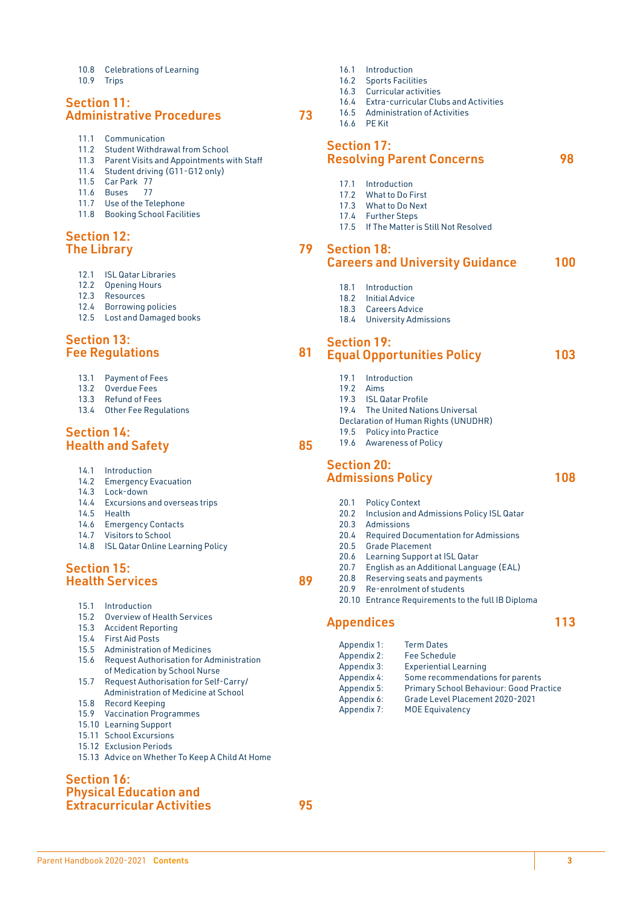10.8 Celebrations of Learning
10.9 Trips

## Section 11: Administrative Procedures 73

11.1 Communication
11.2 Student Withdrawal from School
11.3 Parent Visits and Appointments with Staff
11.4 Student driving (G11-G12 only)
11.5 Car Park 77
11.6 Buses 77
11.7 Use of the Telephone
11.8 Booking School Facilities

## Section 12: The Library 79

12.1 ISL Qatar Libraries
12.2 Opening Hours
12.3 Resources
12.4 Borrowing policies
12.5 Lost and Damaged books

## Section 13: Fee Regulations 81

13.1 Payment of Fees
13.2 Overdue Fees
13.3 Refund of Fees
13.4 Other Fee Regulations

## Section 14: Health and Safety 85

14.1 Introduction
14.2 Emergency Evacuation
14.3 Lock-down
14.4 Excursions and overseas trips
14.5 Health
14.6 Emergency Contacts
14.7 Visitors to School
14.8 ISL Qatar Online Learning Policy

## Section 15: Health Services 89

15.1 Introduction
15.2 Overview of Health Services
15.3 Accident Reporting
15.4 First Aid Posts
15.5 Administration of Medicines
15.6 Request Authorisation for Administration of Medication by School Nurse
15.7 Request Authorisation for Self-Carry/ Administration of Medicine at School
15.8 Record Keeping
15.9 Vaccination Programmes
15.10 Learning Support
15.11 School Excursions
15.12 Exclusion Periods
15.13 Advice on Whether To Keep A Child At Home

## Section 16: Physical Education and Extracurricular Activities 95

16.1 Introduction
16.2 Sports Facilities
16.3 Curricular activities
16.4 Extra-curricular Clubs and Activities
16.5 Administration of Activities
16.6 PE Kit

## Section 17: Resolving Parent Concerns 98

17.1 Introduction
17.2 What to Do First
17.3 What to Do Next
17.4 Further Steps
17.5 If The Matter is Still Not Resolved

## Section 18: Careers and University Guidance 100

18.1 Introduction
18.2 Initial Advice
18.3 Careers Advice
18.4 University Admissions

## Section 19: Equal Opportunities Policy 103

19.1 Introduction
19.2 Aims
19.3 ISL Qatar Profile
19.4 The United Nations Universal Declaration of Human Rights (UNUDHR)
19.5 Policy into Practice
19.6 Awareness of Policy

## Section 20: Admissions Policy 108

20.1 Policy Context
20.2 Inclusion and Admissions Policy ISL Qatar
20.3 Admissions
20.4 Required Documentation for Admissions
20.5 Grade Placement
20.6 Learning Support at ISL Qatar
20.7 English as an Additional Language (EAL)
20.8 Reserving seats and payments
20.9 Re-enrolment of students
20.10 Entrance Requirements to the full IB Diploma

## Appendices 113

Appendix 1: Term Dates
Appendix 2: Fee Schedule
Appendix 3: Experiential Learning
Appendix 4: Some recommendations for parents
Appendix 5: Primary School Behaviour: Good Practice
Appendix 6: Grade Level Placement 2020-2021
Appendix 7: MOE Equivalency